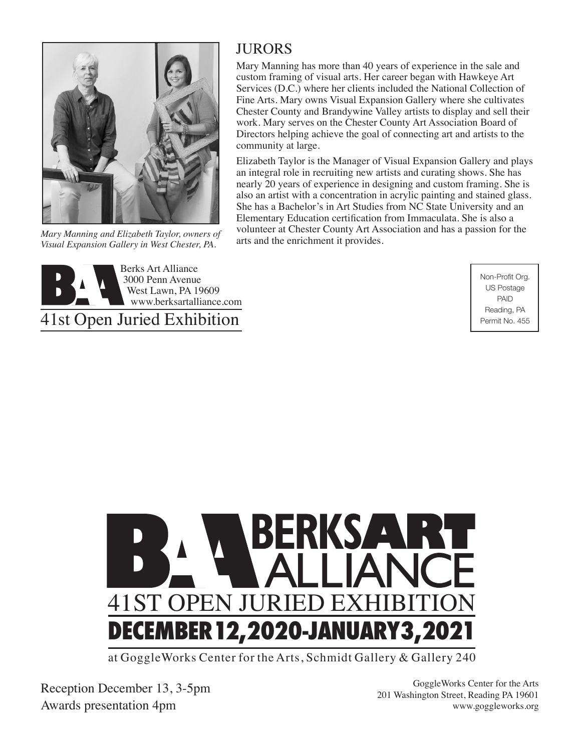*Mary Manning and Elizabeth Taylor, owners of Visual Expansion Gallery in West Chester, PA.*

## JURORS

Mary Manning has more than 40 years of experience in the sale and custom framing of visual arts. Her career began with Hawkeye Art Services (D.C.) where her clients included the National Collection of Fine Arts. Mary owns Visual Expansion Gallery where she cultivates Chester County and Brandywine Valley artists to display and sell their work. Mary serves on the Chester County Art Association Board of Directors helping achieve the goal of connecting art and artists to the community at large.

Elizabeth Taylor is the Manager of Visual Expansion Gallery and plays an integral role in recruiting new artists and curating shows. She has nearly 20 years of experience in designing and custom framing. She is also an artist with a concentration in acrylic painting and stained glass. She has a Bachelor's in Art Studies from NC State University and an Elementary Education certification from Immaculata. She is also a volunteer at Chester County Art Association and has a passion for the arts and the enrichment it provides.

Berks Art Alliance
3000 Penn Avenue
West Lawn, PA 19609
www.berksartalliance.com

41st Open Juried Exhibition

Non-Profit Org.
US Postage
PAID
Reading, PA
Permit No. 455

# BERKS ART ALLIANCE

## 41ST OPEN JURIED EXHIBITION

## DECEMBER 12, 2020-JANUARY 3, 2021

at GoggleWorks Center for the Arts, Schmidt Gallery & Gallery 240

Reception December 13, 3-5pm
Awards presentation 4pm

GoggleWorks Center for the Arts
201 Washington Street, Reading PA 19601
www.goggleworks.org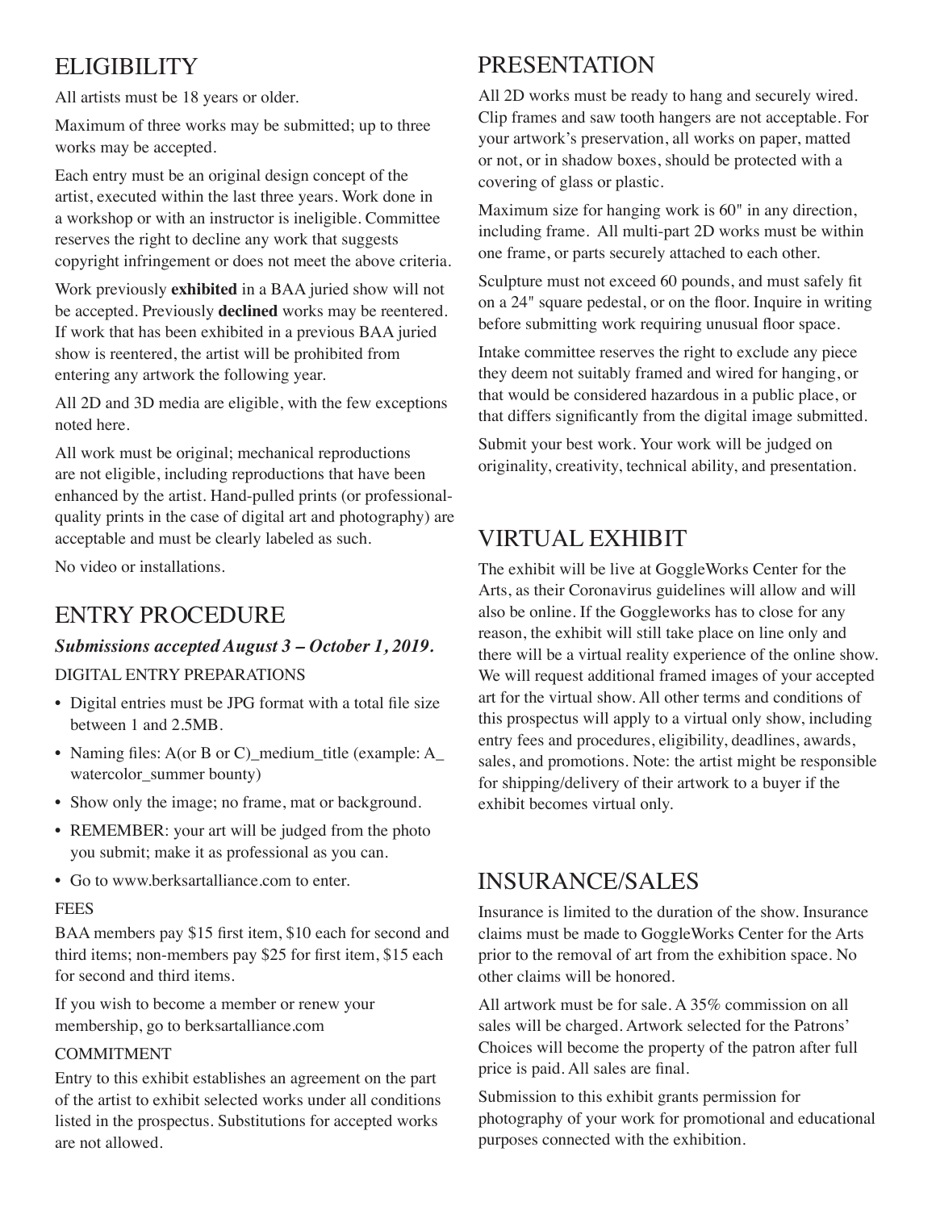## ELIGIBILITY

All artists must be 18 years or older.

Maximum of three works may be submitted; up to three works may be accepted.

Each entry must be an original design concept of the artist, executed within the last three years. Work done in a workshop or with an instructor is ineligible. Committee reserves the right to decline any work that suggests copyright infringement or does not meet the above criteria.

Work previously **exhibited** in a BAA juried show will not be accepted. Previously **declined** works may be reentered. If work that has been exhibited in a previous BAA juried show is reentered, the artist will be prohibited from entering any artwork the following year.

All 2D and 3D media are eligible, with the few exceptions noted here.

All work must be original; mechanical reproductions are not eligible, including reproductions that have been enhanced by the artist. Hand-pulled prints (or professional-quality prints in the case of digital art and photography) are acceptable and must be clearly labeled as such.

No video or installations.

## ENTRY PROCEDURE

***Submissions accepted August 3 – October 1, 2019.***

DIGITAL ENTRY PREPARATIONS

- Digital entries must be JPG format with a total file size between 1 and 2.5MB.
- Naming files: A(or B or C)_medium_title (example: A_watercolor_summer bounty)
- Show only the image; no frame, mat or background.
- REMEMBER: your art will be judged from the photo you submit; make it as professional as you can.
- Go to www.berksartalliance.com to enter.

FEES

BAA members pay $15 first item, $10 each for second and third items; non-members pay $25 for first item, $15 each for second and third items.

If you wish to become a member or renew your membership, go to berksartalliance.com

COMMITMENT

Entry to this exhibit establishes an agreement on the part of the artist to exhibit selected works under all conditions listed in the prospectus. Substitutions for accepted works are not allowed.

## PRESENTATION

All 2D works must be ready to hang and securely wired. Clip frames and saw tooth hangers are not acceptable. For your artwork's preservation, all works on paper, matted or not, or in shadow boxes, should be protected with a covering of glass or plastic.

Maximum size for hanging work is 60" in any direction, including frame. All multi-part 2D works must be within one frame, or parts securely attached to each other.

Sculpture must not exceed 60 pounds, and must safely fit on a 24" square pedestal, or on the floor. Inquire in writing before submitting work requiring unusual floor space.

Intake committee reserves the right to exclude any piece they deem not suitably framed and wired for hanging, or that would be considered hazardous in a public place, or that differs significantly from the digital image submitted.

Submit your best work. Your work will be judged on originality, creativity, technical ability, and presentation.

## VIRTUAL EXHIBIT

The exhibit will be live at GoggleWorks Center for the Arts, as their Coronavirus guidelines will allow and will also be online. If the Goggleworks has to close for any reason, the exhibit will still take place on line only and there will be a virtual reality experience of the online show. We will request additional framed images of your accepted art for the virtual show. All other terms and conditions of this prospectus will apply to a virtual only show, including entry fees and procedures, eligibility, deadlines, awards, sales, and promotions. Note: the artist might be responsible for shipping/delivery of their artwork to a buyer if the exhibit becomes virtual only.

## INSURANCE/SALES

Insurance is limited to the duration of the show. Insurance claims must be made to GoggleWorks Center for the Arts prior to the removal of art from the exhibition space. No other claims will be honored.

All artwork must be for sale. A 35% commission on all sales will be charged. Artwork selected for the Patrons' Choices will become the property of the patron after full price is paid. All sales are final.

Submission to this exhibit grants permission for photography of your work for promotional and educational purposes connected with the exhibition.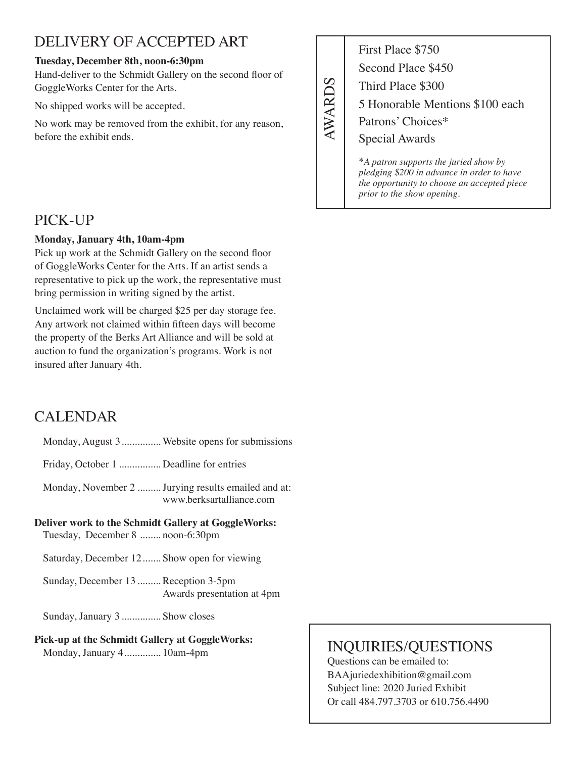## DELIVERY OF ACCEPTED ART

**Tuesday, December 8th, noon-6:30pm**

Hand-deliver to the Schmidt Gallery on the second floor of GoggleWorks Center for the Arts.

No shipped works will be accepted.

No work may be removed from the exhibit, for any reason, before the exhibit ends.

## AWARDS

First Place $750

Second Place $450

Third Place $300

5 Honorable Mentions $100 each

Patrons' Choices*

Special Awards

*\*A patron supports the juried show by pledging $200 in advance in order to have the opportunity to choose an accepted piece prior to the show opening.*

## PICK-UP

**Monday, January 4th, 10am-4pm**

Pick up work at the Schmidt Gallery on the second floor of GoggleWorks Center for the Arts. If an artist sends a representative to pick up the work, the representative must bring permission in writing signed by the artist.

Unclaimed work will be charged $25 per day storage fee. Any artwork not claimed within fifteen days will become the property of the Berks Art Alliance and will be sold at auction to fund the organization's programs. Work is not insured after January 4th.

## CALENDAR

Monday, August 3 .............. Website opens for submissions

Friday, October 1 ................ Deadline for entries

Monday, November 2 ......... Jurying results emailed and at: www.berksartalliance.com

**Deliver work to the Schmidt Gallery at GoggleWorks:**

Tuesday, December 8 ........ noon-6:30pm

Saturday, December 12 ....... Show open for viewing

Sunday, December 13 ......... Reception 3-5pm
Awards presentation at 4pm

Sunday, January 3 ............... Show closes

**Pick-up at the Schmidt Gallery at GoggleWorks:**

Monday, January 4 ............. 10am-4pm

## INQUIRIES/QUESTIONS

Questions can be emailed to:
BAAjuriedexhibition@gmail.com
Subject line: 2020 Juried Exhibit
Or call 484.797.3703 or 610.756.4490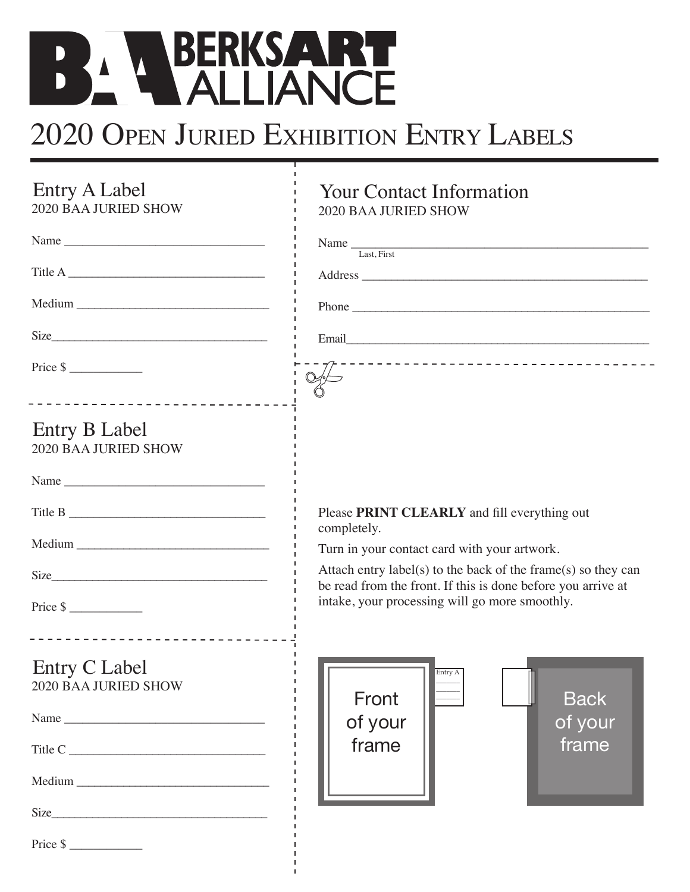# BERKS ART ALLIANCE

# 2020 Open Juried Exhibition Entry Labels

## Entry A Label

2020 BAA JURIED SHOW

Name ________________________________

Title A ________________________________

Medium ________________________________

Size________________________________

Price $ ___________

## Entry B Label

2020 BAA JURIED SHOW

Name ________________________________

Title B ________________________________

Medium ________________________________

Size________________________________

Price $ ___________

## Entry C Label

2020 BAA JURIED SHOW

Name ________________________________

Title C ________________________________

Medium ________________________________

Size________________________________

Price $ ___________

## Your Contact Information

2020 BAA JURIED SHOW

Name ________________________________
Last, First

Address ________________________________

Phone ________________________________

Email________________________________

Please **PRINT CLEARLY** and fill everything out completely.

Turn in your contact card with your artwork.

Attach entry label(s) to the back of the frame(s) so they can be read from the front. If this is done before you arrive at intake, your processing will go more smoothly.

Front of your frame

Entry A

Back of your frame